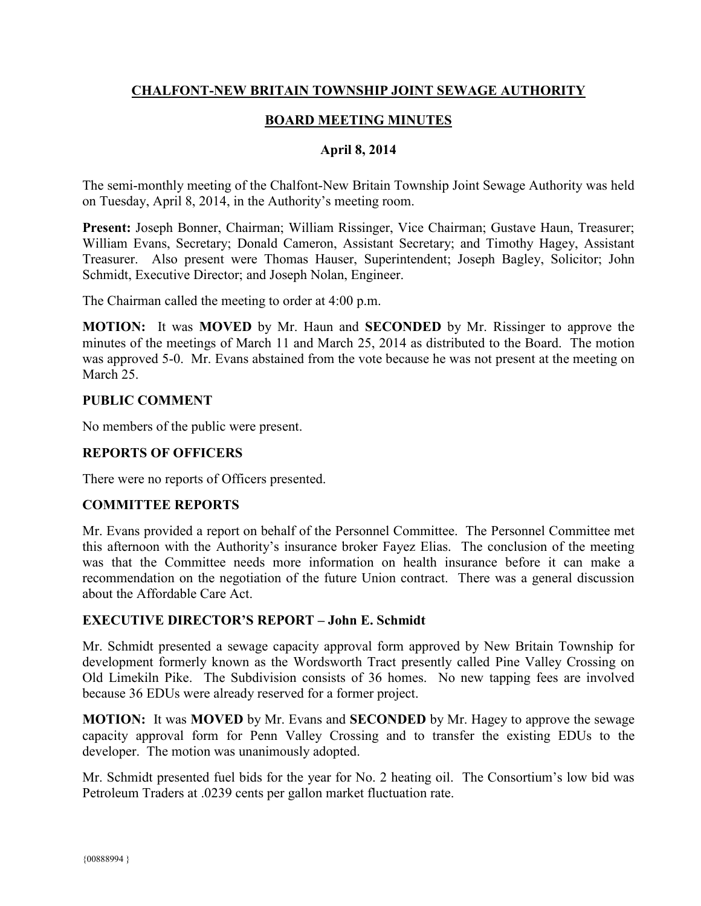# CHALFONT-NEW BRITAIN TOWNSHIP JOINT SEWAGE AUTHORITY

## BOARD MEETING MINUTES

### April 8, 2014

The semi-monthly meeting of the Chalfont-New Britain Township Joint Sewage Authority was held on Tuesday, April 8, 2014, in the Authority's meeting room.

**Present:** Joseph Bonner, Chairman; William Rissinger, Vice Chairman; Gustave Haun, Treasurer; William Evans, Secretary; Donald Cameron, Assistant Secretary; and Timothy Hagey, Assistant Treasurer. Also present were Thomas Hauser, Superintendent; Joseph Bagley, Solicitor; John Schmidt, Executive Director; and Joseph Nolan, Engineer.

The Chairman called the meeting to order at 4:00 p.m.

**MOTION:** It was **MOVED** by Mr. Haun and **SECONDED** by Mr. Rissinger to approve the minutes of the meetings of March 11 and March 25, 2014 as distributed to the Board. The motion was approved 5-0. Mr. Evans abstained from the vote because he was not present at the meeting on March 25.

### PUBLIC COMMENT

No members of the public were present.

### REPORTS OF OFFICERS

There were no reports of Officers presented.

### COMMITTEE REPORTS

Mr. Evans provided a report on behalf of the Personnel Committee. The Personnel Committee met this afternoon with the Authority's insurance broker Fayez Elias. The conclusion of the meeting was that the Committee needs more information on health insurance before it can make a recommendation on the negotiation of the future Union contract. There was a general discussion about the Affordable Care Act.

### EXECUTIVE DIRECTOR'S REPORT – John E. Schmidt

Mr. Schmidt presented a sewage capacity approval form approved by New Britain Township for development formerly known as the Wordsworth Tract presently called Pine Valley Crossing on Old Limekiln Pike. The Subdivision consists of 36 homes. No new tapping fees are involved because 36 EDUs were already reserved for a former project.

**MOTION:** It was **MOVED** by Mr. Evans and **SECONDED** by Mr. Hagey to approve the sewage capacity approval form for Penn Valley Crossing and to transfer the existing EDUs to the developer. The motion was unanimously adopted.

Mr. Schmidt presented fuel bids for the year for No. 2 heating oil. The Consortium's low bid was Petroleum Traders at .0239 cents per gallon market fluctuation rate.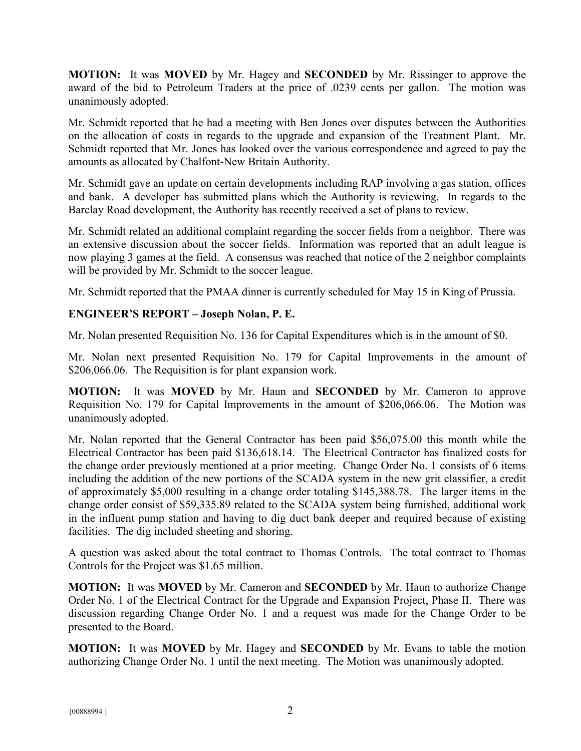**MOTION:** It was **MOVED** by Mr. Hagey and **SECONDED** by Mr. Rissinger to approve the award of the bid to Petroleum Traders at the price of .0239 cents per gallon. The motion was unanimously adopted.

Mr. Schmidt reported that he had a meeting with Ben Jones over disputes between the Authorities on the allocation of costs in regards to the upgrade and expansion of the Treatment Plant. Mr. Schmidt reported that Mr. Jones has looked over the various correspondence and agreed to pay the amounts as allocated by Chalfont-New Britain Authority.

Mr. Schmidt gave an update on certain developments including RAP involving a gas station, offices and bank. A developer has submitted plans which the Authority is reviewing. In regards to the Barclay Road development, the Authority has recently received a set of plans to review.

Mr. Schmidt related an additional complaint regarding the soccer fields from a neighbor. There was an extensive discussion about the soccer fields. Information was reported that an adult league is now playing 3 games at the field. A consensus was reached that notice of the 2 neighbor complaints will be provided by Mr. Schmidt to the soccer league.

Mr. Schmidt reported that the PMAA dinner is currently scheduled for May 15 in King of Prussia.

**ENGINEER'S REPORT – Joseph Nolan, P. E.**

Mr. Nolan presented Requisition No. 136 for Capital Expenditures which is in the amount of $0.

Mr. Nolan next presented Requisition No. 179 for Capital Improvements in the amount of $206,066.06. The Requisition is for plant expansion work.

**MOTION:** It was **MOVED** by Mr. Haun and **SECONDED** by Mr. Cameron to approve Requisition No. 179 for Capital Improvements in the amount of $206,066.06. The Motion was unanimously adopted.

Mr. Nolan reported that the General Contractor has been paid $56,075.00 this month while the Electrical Contractor has been paid $136,618.14. The Electrical Contractor has finalized costs for the change order previously mentioned at a prior meeting. Change Order No. 1 consists of 6 items including the addition of the new portions of the SCADA system in the new grit classifier, a credit of approximately $5,000 resulting in a change order totaling $145,388.78. The larger items in the change order consist of $59,335.89 related to the SCADA system being furnished, additional work in the influent pump station and having to dig duct bank deeper and required because of existing facilities. The dig included sheeting and shoring.

A question was asked about the total contract to Thomas Controls. The total contract to Thomas Controls for the Project was $1.65 million.

**MOTION:** It was **MOVED** by Mr. Cameron and **SECONDED** by Mr. Haun to authorize Change Order No. 1 of the Electrical Contract for the Upgrade and Expansion Project, Phase II. There was discussion regarding Change Order No. 1 and a request was made for the Change Order to be presented to the Board.

**MOTION:** It was **MOVED** by Mr. Hagey and **SECONDED** by Mr. Evans to table the motion authorizing Change Order No. 1 until the next meeting. The Motion was unanimously adopted.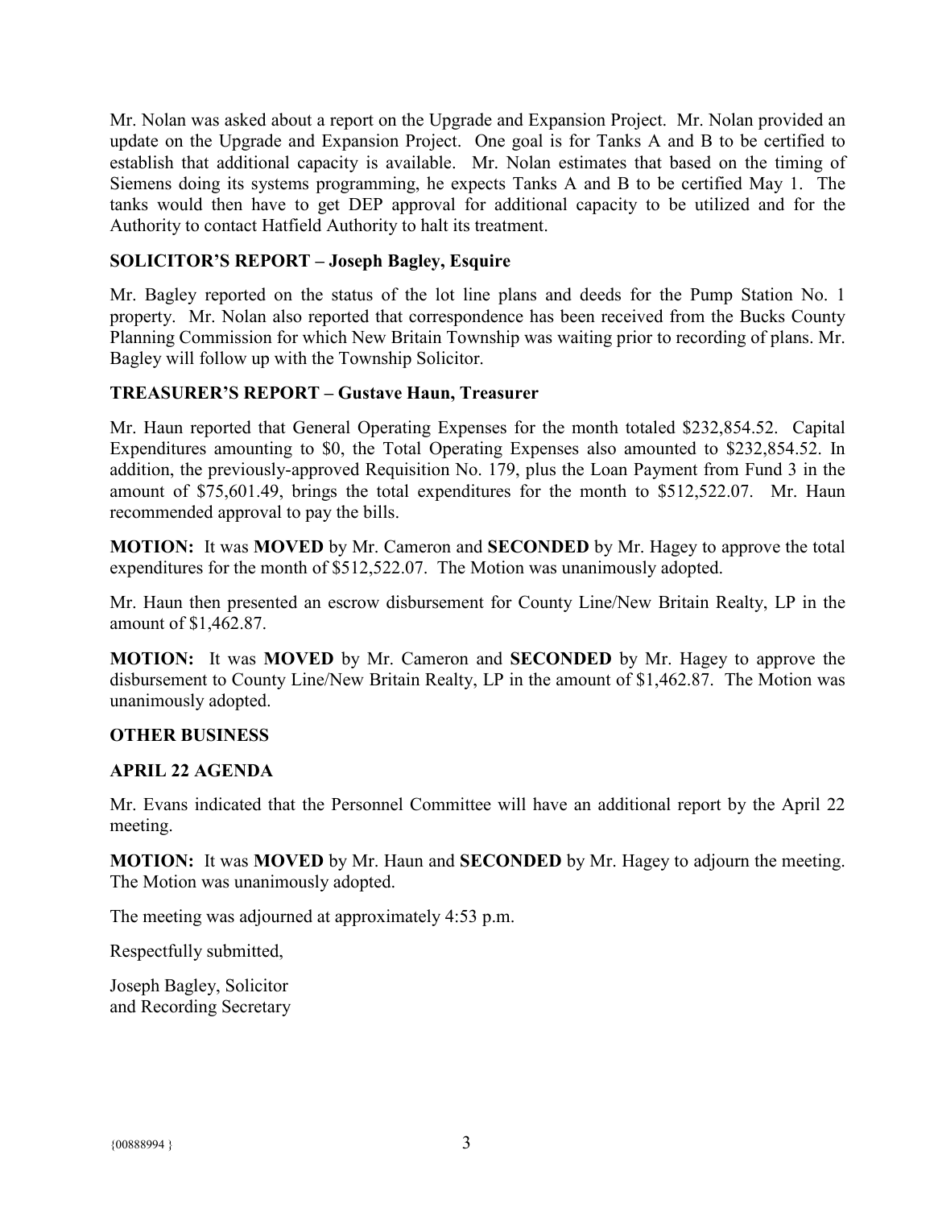Mr. Nolan was asked about a report on the Upgrade and Expansion Project. Mr. Nolan provided an update on the Upgrade and Expansion Project. One goal is for Tanks A and B to be certified to establish that additional capacity is available. Mr. Nolan estimates that based on the timing of Siemens doing its systems programming, he expects Tanks A and B to be certified May 1. The tanks would then have to get DEP approval for additional capacity to be utilized and for the Authority to contact Hatfield Authority to halt its treatment.

**SOLICITOR'S REPORT – Joseph Bagley, Esquire**

Mr. Bagley reported on the status of the lot line plans and deeds for the Pump Station No. 1 property. Mr. Nolan also reported that correspondence has been received from the Bucks County Planning Commission for which New Britain Township was waiting prior to recording of plans. Mr. Bagley will follow up with the Township Solicitor.

**TREASURER'S REPORT – Gustave Haun, Treasurer**

Mr. Haun reported that General Operating Expenses for the month totaled $232,854.52. Capital Expenditures amounting to $0, the Total Operating Expenses also amounted to $232,854.52. In addition, the previously-approved Requisition No. 179, plus the Loan Payment from Fund 3 in the amount of $75,601.49, brings the total expenditures for the month to $512,522.07. Mr. Haun recommended approval to pay the bills.

**MOTION:** It was **MOVED** by Mr. Cameron and **SECONDED** by Mr. Hagey to approve the total expenditures for the month of $512,522.07. The Motion was unanimously adopted.

Mr. Haun then presented an escrow disbursement for County Line/New Britain Realty, LP in the amount of $1,462.87.

**MOTION:** It was **MOVED** by Mr. Cameron and **SECONDED** by Mr. Hagey to approve the disbursement to County Line/New Britain Realty, LP in the amount of $1,462.87. The Motion was unanimously adopted.

**OTHER BUSINESS**

**APRIL 22 AGENDA**

Mr. Evans indicated that the Personnel Committee will have an additional report by the April 22 meeting.

**MOTION:** It was **MOVED** by Mr. Haun and **SECONDED** by Mr. Hagey to adjourn the meeting. The Motion was unanimously adopted.

The meeting was adjourned at approximately 4:53 p.m.

Respectfully submitted,

Joseph Bagley, Solicitor
and Recording Secretary

{00888994 }